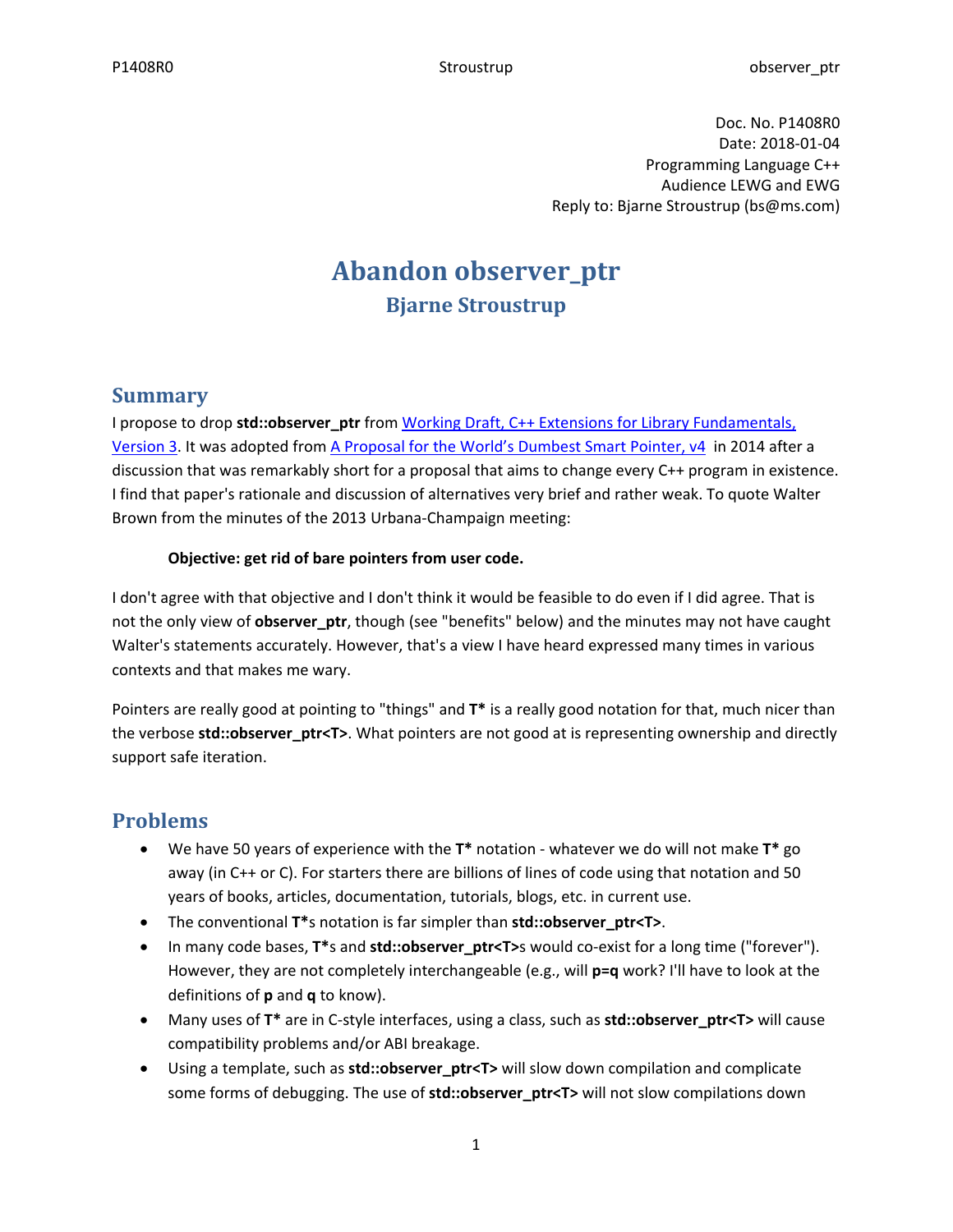Doc. No. P1408R0
Date: 2018-01-04
Programming Language C++
Audience LEWG and EWG
Reply to: Bjarne Stroustrup (bs@ms.com)

# Abandon observer_ptr

## Bjarne Stroustrup

## Summary

I propose to drop **std::observer_ptr** from Working Draft, C++ Extensions for Library Fundamentals, Version 3. It was adopted from A Proposal for the World's Dumbest Smart Pointer, v4 in 2014 after a discussion that was remarkably short for a proposal that aims to change every C++ program in existence. I find that paper's rationale and discussion of alternatives very brief and rather weak. To quote Walter Brown from the minutes of the 2013 Urbana-Champaign meeting:

> **Objective: get rid of bare pointers from user code.**

I don't agree with that objective and I don't think it would be feasible to do even if I did agree. That is not the only view of **observer_ptr**, though (see "benefits" below) and the minutes may not have caught Walter's statements accurately. However, that's a view I have heard expressed many times in various contexts and that makes me wary.

Pointers are really good at pointing to "things" and **T*** is a really good notation for that, much nicer than the verbose **std::observer_ptr<T>**. What pointers are not good at is representing ownership and directly support safe iteration.

## Problems

- We have 50 years of experience with the **T*** notation - whatever we do will not make **T*** go away (in C++ or C). For starters there are billions of lines of code using that notation and 50 years of books, articles, documentation, tutorials, blogs, etc. in current use.
- The conventional **T***s notation is far simpler than **std::observer_ptr<T>**.
- In many code bases, **T***s and **std::observer_ptr<T>**s would co-exist for a long time ("forever"). However, they are not completely interchangeable (e.g., will **p=q** work? I'll have to look at the definitions of **p** and **q** to know).
- Many uses of **T*** are in C-style interfaces, using a class, such as **std::observer_ptr<T>** will cause compatibility problems and/or ABI breakage.
- Using a template, such as **std::observer_ptr<T>** will slow down compilation and complicate some forms of debugging. The use of **std::observer_ptr<T>** will not slow compilations down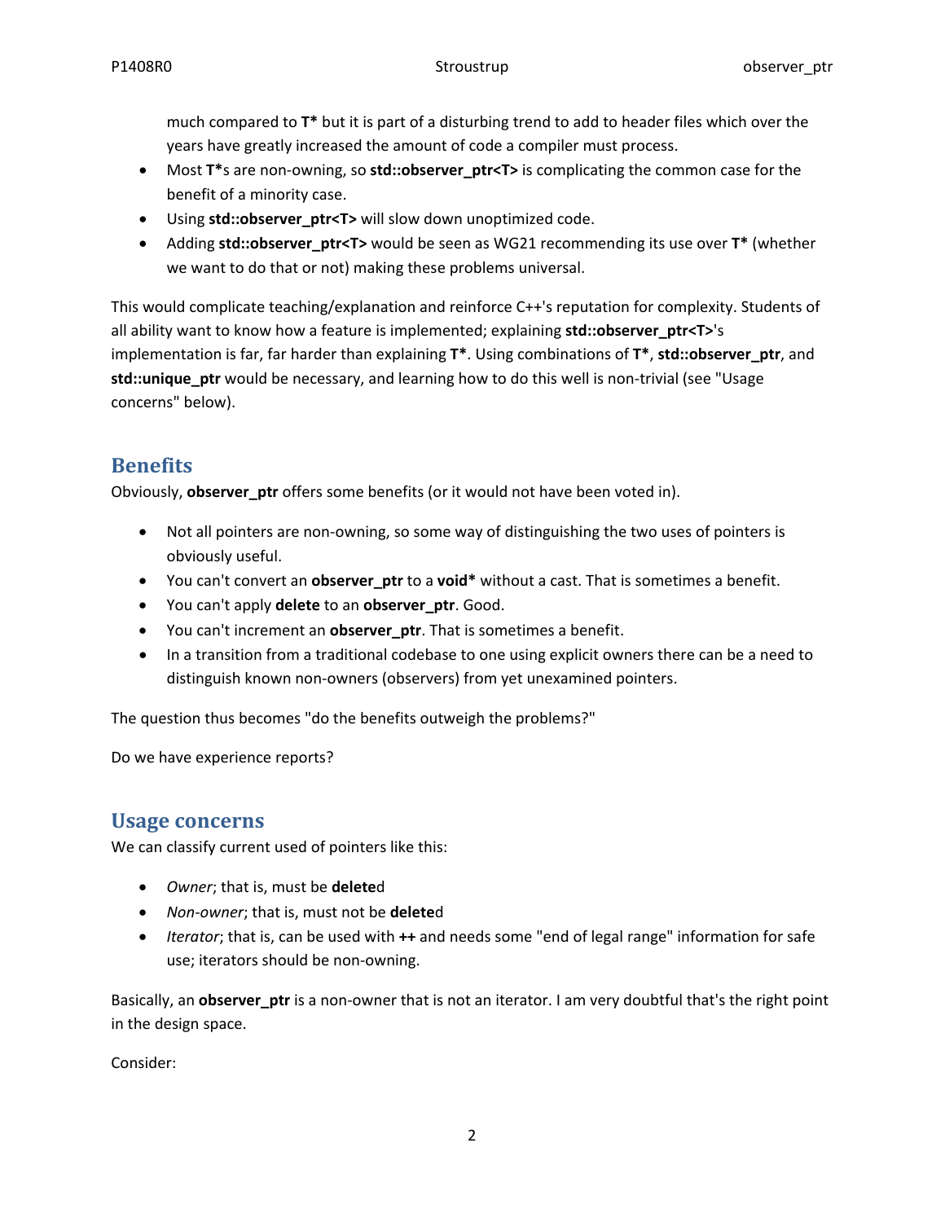much compared to **T*** but it is part of a disturbing trend to add to header files which over the years have greatly increased the amount of code a compiler must process.

- Most **T***s are non-owning, so **std::observer_ptr<T>** is complicating the common case for the benefit of a minority case.
- Using **std::observer_ptr<T>** will slow down unoptimized code.
- Adding **std::observer_ptr<T>** would be seen as WG21 recommending its use over **T*** (whether we want to do that or not) making these problems universal.

This would complicate teaching/explanation and reinforce C++'s reputation for complexity. Students of all ability want to know how a feature is implemented; explaining **std::observer_ptr<T>**'s implementation is far, far harder than explaining **T***. Using combinations of **T***, **std::observer_ptr**, and **std::unique_ptr** would be necessary, and learning how to do this well is non-trivial (see "Usage concerns" below).

## Benefits

Obviously, **observer_ptr** offers some benefits (or it would not have been voted in).

- Not all pointers are non-owning, so some way of distinguishing the two uses of pointers is obviously useful.
- You can't convert an **observer_ptr** to a **void*** without a cast. That is sometimes a benefit.
- You can't apply **delete** to an **observer_ptr**. Good.
- You can't increment an **observer_ptr**. That is sometimes a benefit.
- In a transition from a traditional codebase to one using explicit owners there can be a need to distinguish known non-owners (observers) from yet unexamined pointers.

The question thus becomes "do the benefits outweigh the problems?"

Do we have experience reports?

## Usage concerns

We can classify current used of pointers like this:

- *Owner*; that is, must be **delete**d
- *Non-owner*; that is, must not be **delete**d
- *Iterator*; that is, can be used with **++** and needs some "end of legal range" information for safe use; iterators should be non-owning.

Basically, an **observer_ptr** is a non-owner that is not an iterator. I am very doubtful that's the right point in the design space.

Consider: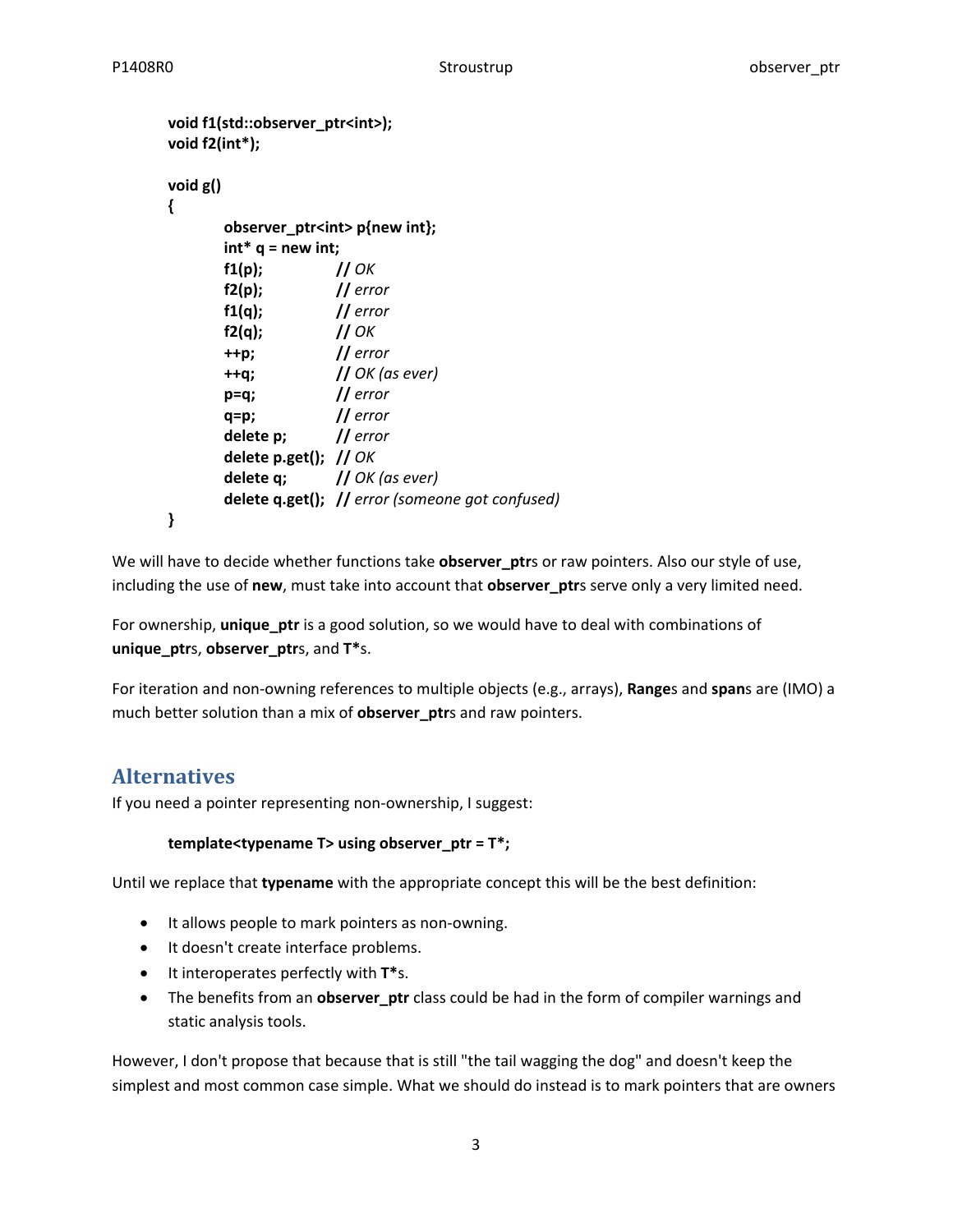```
void f1(std::observer_ptr<int>);
void f2(int*);

void g()
{
        observer_ptr<int> p{new int};
        int* q = new int;
        f1(p);            // OK
        f2(p);            // error
        f1(q);            // error
        f2(q);            // OK
        ++p;              // error
        ++q;              // OK (as ever)
        p=q;              // error
        q=p;              // error
        delete p;         // error
        delete p.get();   // OK
        delete q;         // OK (as ever)
        delete q.get();   // error (someone got confused)
}
```

We will have to decide whether functions take **observer_ptr**s or raw pointers. Also our style of use, including the use of **new**, must take into account that **observer_ptr**s serve only a very limited need.

For ownership, **unique_ptr** is a good solution, so we would have to deal with combinations of **unique_ptr**s, **observer_ptr**s, and **T***s.

For iteration and non-owning references to multiple objects (e.g., arrays), **Range**s and **span**s are (IMO) a much better solution than a mix of **observer_ptr**s and raw pointers.

## Alternatives

If you need a pointer representing non-ownership, I suggest:

```
template<typename T> using observer_ptr = T*;
```

Until we replace that **typename** with the appropriate concept this will be the best definition:

- It allows people to mark pointers as non-owning.
- It doesn't create interface problems.
- It interoperates perfectly with **T***s.
- The benefits from an **observer_ptr** class could be had in the form of compiler warnings and static analysis tools.

However, I don't propose that because that is still "the tail wagging the dog" and doesn't keep the simplest and most common case simple. What we should do instead is to mark pointers that are owners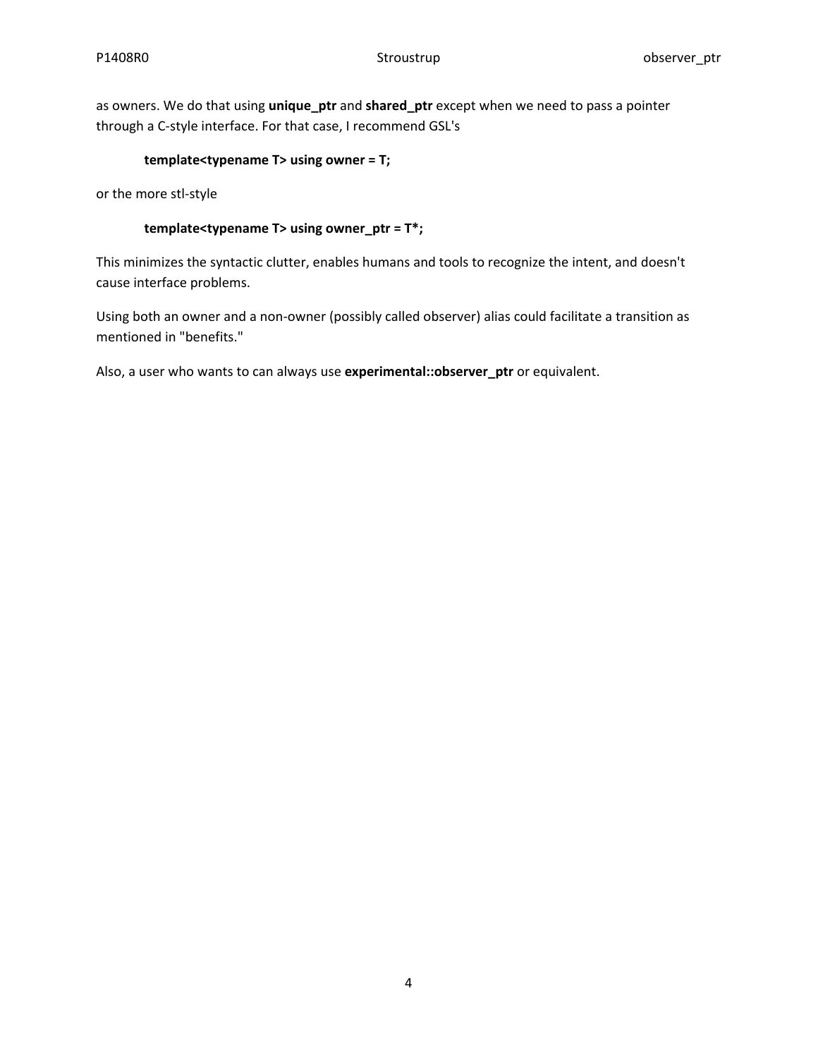as owners. We do that using **unique_ptr** and **shared_ptr** except when we need to pass a pointer through a C-style interface. For that case, I recommend GSL's

```
template<typename T> using owner = T;
```

or the more stl-style

```
template<typename T> using owner_ptr = T*;
```

This minimizes the syntactic clutter, enables humans and tools to recognize the intent, and doesn't cause interface problems.

Using both an owner and a non-owner (possibly called observer) alias could facilitate a transition as mentioned in "benefits."

Also, a user who wants to can always use **experimental::observer_ptr** or equivalent.